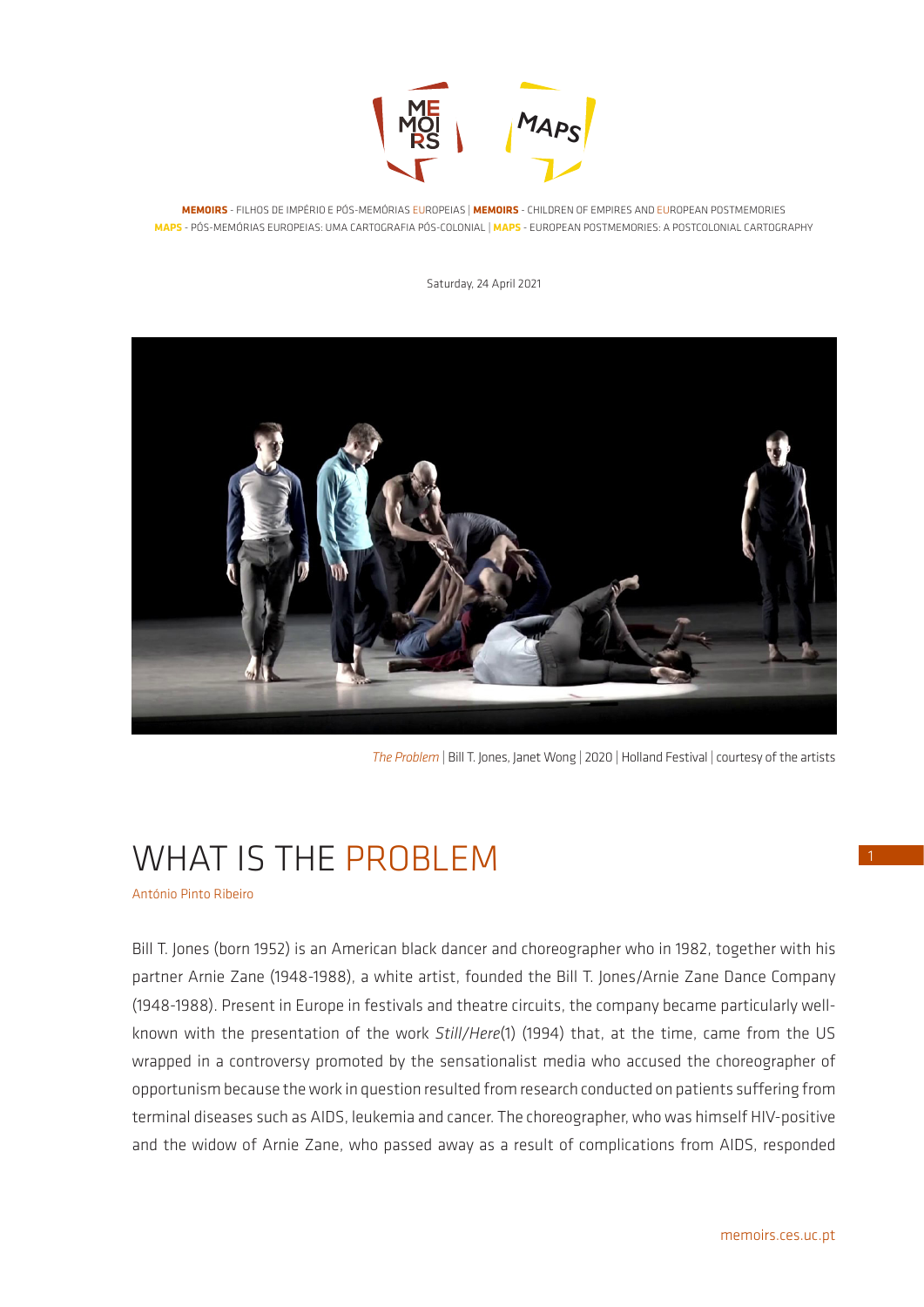**MEMOIRS** - FILHOS DE IMPÉRIO E PÓS-MEMÓRIAS EUROPEIAS | **MEMOIRS** - CHILDREN OF EMPIRES AND EUROPEAN POSTMEMORIES
**MAPS** - PÓS-MEMÓRIAS EUROPEIAS: UMA CARTOGRAFIA PÓS-COLONIAL | **MAPS** - EUROPEAN POSTMEMORIES: A POSTCOLONIAL CARTOGRAPHY

Saturday, 24 April 2021

*The Problem* | Bill T. Jones, Janet Wong | 2020 | Holland Festival | courtesy of the artists

# WHAT IS THE PROBLEM

António Pinto Ribeiro

Bill T. Jones (born 1952) is an American black dancer and choreographer who in 1982, together with his partner Arnie Zane (1948-1988), a white artist, founded the Bill T. Jones/Arnie Zane Dance Company (1948-1988). Present in Europe in festivals and theatre circuits, the company became particularly well-known with the presentation of the work *Still/Here*(1) (1994) that, at the time, came from the US wrapped in a controversy promoted by the sensationalist media who accused the choreographer of opportunism because the work in question resulted from research conducted on patients suffering from terminal diseases such as AIDS, leukemia and cancer. The choreographer, who was himself HIV-positive and the widow of Arnie Zane, who passed away as a result of complications from AIDS, responded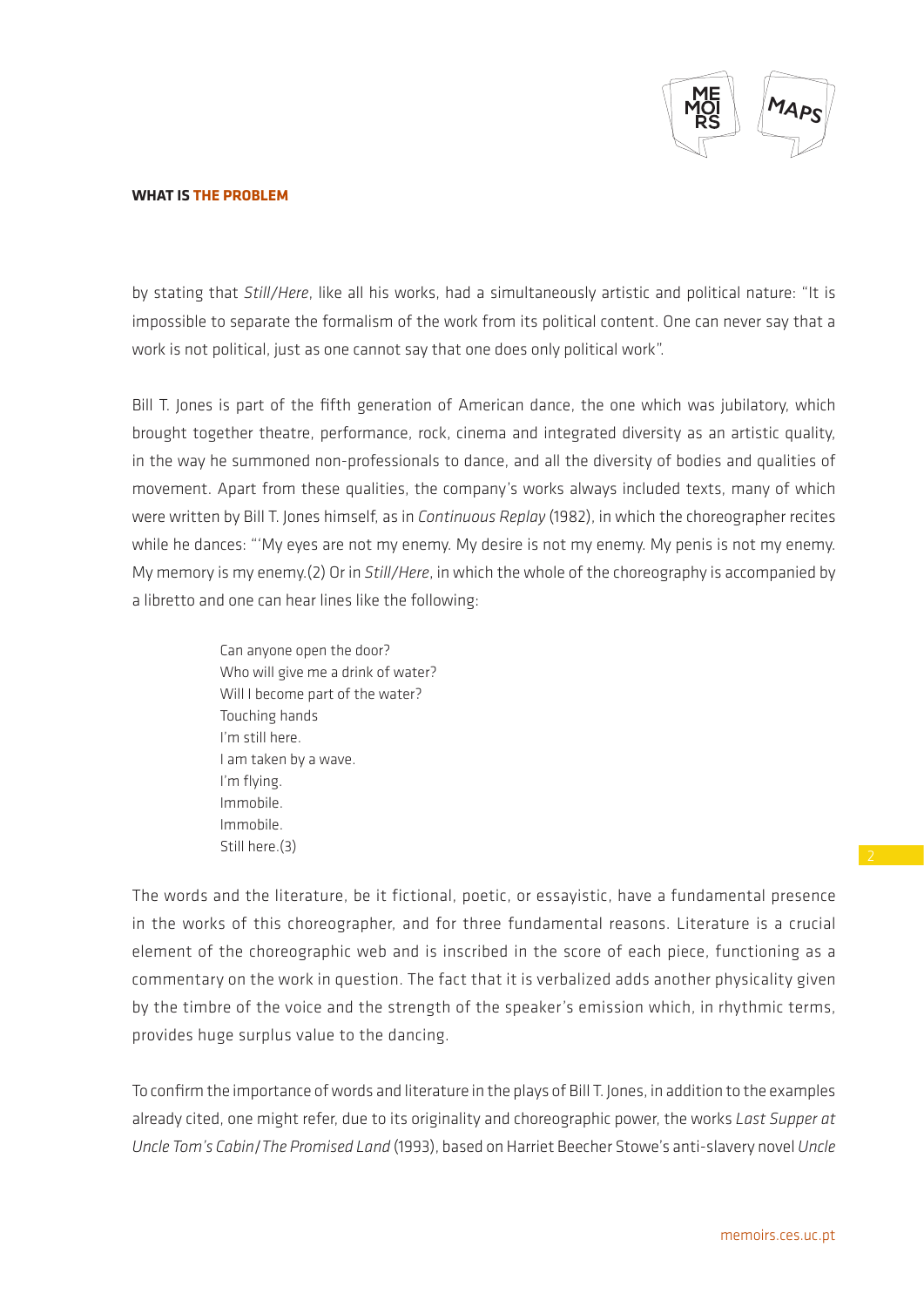by stating that *Still/Here*, like all his works, had a simultaneously artistic and political nature: "It is impossible to separate the formalism of the work from its political content. One can never say that a work is not political, just as one cannot say that one does only political work".

Bill T. Jones is part of the fifth generation of American dance, the one which was jubilatory, which brought together theatre, performance, rock, cinema and integrated diversity as an artistic quality, in the way he summoned non-professionals to dance, and all the diversity of bodies and qualities of movement. Apart from these qualities, the company's works always included texts, many of which were written by Bill T. Jones himself, as in *Continuous Replay* (1982), in which the choreographer recites while he dances: "'My eyes are not my enemy. My desire is not my enemy. My penis is not my enemy. My memory is my enemy.(2) Or in *Still/Here*, in which the whole of the choreography is accompanied by a libretto and one can hear lines like the following:

> Can anyone open the door?
> Who will give me a drink of water?
> Will I become part of the water?
> Touching hands
> I'm still here.
> I am taken by a wave.
> I'm flying.
> Immobile.
> Immobile.
> Still here.(3)

The words and the literature, be it fictional, poetic, or essayistic, have a fundamental presence in the works of this choreographer, and for three fundamental reasons. Literature is a crucial element of the choreographic web and is inscribed in the score of each piece, functioning as a commentary on the work in question. The fact that it is verbalized adds another physicality given by the timbre of the voice and the strength of the speaker's emission which, in rhythmic terms, provides huge surplus value to the dancing.

To confirm the importance of words and literature in the plays of Bill T. Jones, in addition to the examples already cited, one might refer, due to its originality and choreographic power, the works *Last Supper at Uncle Tom's Cabin/The Promised Land* (1993), based on Harriet Beecher Stowe's anti-slavery novel *Uncle*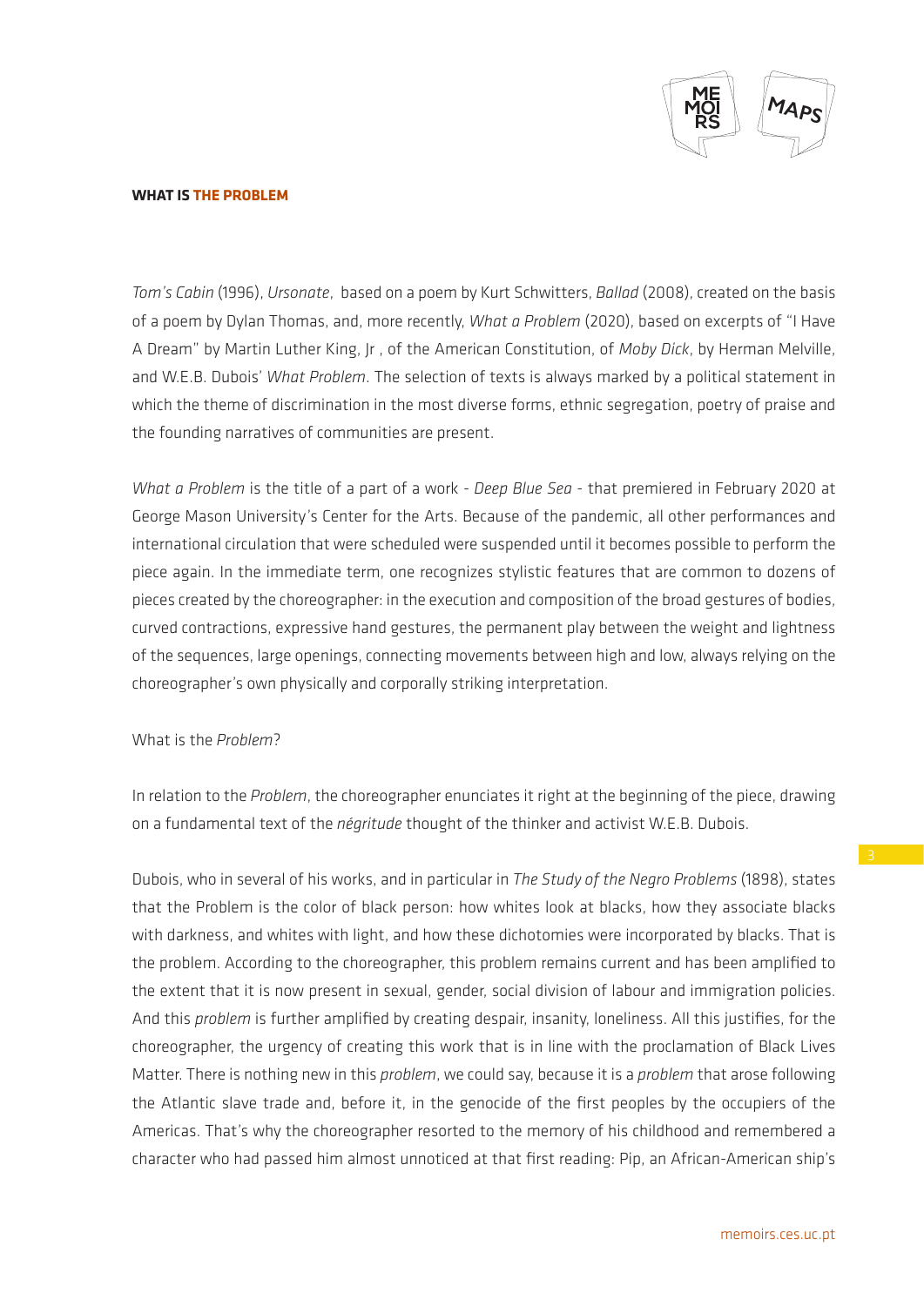**WHAT IS THE PROBLEM**

*Tom's Cabin* (1996), *Ursonate*, based on a poem by Kurt Schwitters, *Ballad* (2008), created on the basis of a poem by Dylan Thomas, and, more recently, *What a Problem* (2020), based on excerpts of "I Have A Dream" by Martin Luther King, Jr , of the American Constitution, of *Moby Dick*, by Herman Melville, and W.E.B. Dubois' *What Problem*. The selection of texts is always marked by a political statement in which the theme of discrimination in the most diverse forms, ethnic segregation, poetry of praise and the founding narratives of communities are present.

*What a Problem* is the title of a part of a work - *Deep Blue Sea* - that premiered in February 2020 at George Mason University's Center for the Arts. Because of the pandemic, all other performances and international circulation that were scheduled were suspended until it becomes possible to perform the piece again. In the immediate term, one recognizes stylistic features that are common to dozens of pieces created by the choreographer: in the execution and composition of the broad gestures of bodies, curved contractions, expressive hand gestures, the permanent play between the weight and lightness of the sequences, large openings, connecting movements between high and low, always relying on the choreographer's own physically and corporally striking interpretation.

What is the *Problem*?

In relation to the *Problem*, the choreographer enunciates it right at the beginning of the piece, drawing on a fundamental text of the *négritude* thought of the thinker and activist W.E.B. Dubois.

Dubois, who in several of his works, and in particular in *The Study of the Negro Problems* (1898), states that the Problem is the color of black person: how whites look at blacks, how they associate blacks with darkness, and whites with light, and how these dichotomies were incorporated by blacks. That is the problem. According to the choreographer, this problem remains current and has been amplified to the extent that it is now present in sexual, gender, social division of labour and immigration policies. And this *problem* is further amplified by creating despair, insanity, loneliness. All this justifies, for the choreographer, the urgency of creating this work that is in line with the proclamation of Black Lives Matter. There is nothing new in this *problem*, we could say, because it is a *problem* that arose following the Atlantic slave trade and, before it, in the genocide of the first peoples by the occupiers of the Americas. That's why the choreographer resorted to the memory of his childhood and remembered a character who had passed him almost unnoticed at that first reading: Pip, an African-American ship's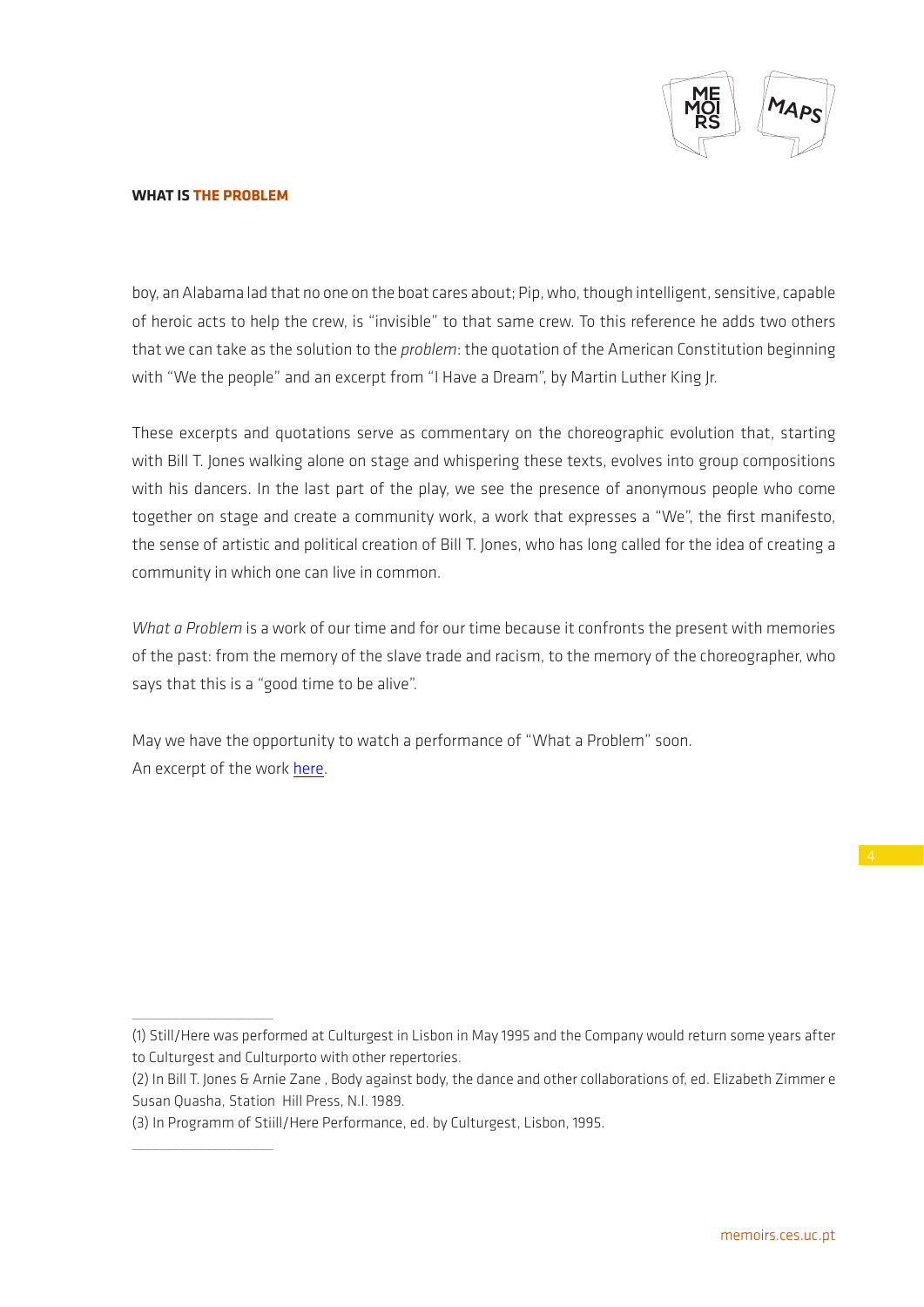boy, an Alabama lad that no one on the boat cares about; Pip, who, though intelligent, sensitive, capable of heroic acts to help the crew, is "invisible" to that same crew. To this reference he adds two others that we can take as the solution to the *problem*: the quotation of the American Constitution beginning with "We the people" and an excerpt from "I Have a Dream", by Martin Luther King Jr.

These excerpts and quotations serve as commentary on the choreographic evolution that, starting with Bill T. Jones walking alone on stage and whispering these texts, evolves into group compositions with his dancers. In the last part of the play, we see the presence of anonymous people who come together on stage and create a community work, a work that expresses a "We", the first manifesto, the sense of artistic and political creation of Bill T. Jones, who has long called for the idea of creating a community in which one can live in common.

*What a Problem* is a work of our time and for our time because it confronts the present with memories of the past: from the memory of the slave trade and racism, to the memory of the choreographer, who says that this is a "good time to be alive".

May we have the opportunity to watch a performance of "What a Problem" soon.
An excerpt of the work [here](#).

---

(1) Still/Here was performed at Culturgest in Lisbon in May 1995 and the Company would return some years after to Culturgest and Culturporto with other repertories.

(2) In Bill T. Jones & Arnie Zane , Body against body, the dance and other collaborations of, ed. Elizabeth Zimmer e Susan Quasha, Station Hill Press, N.I. 1989.

(3) In Programm of Stiill/Here Performance, ed. by Culturgest, Lisbon, 1995.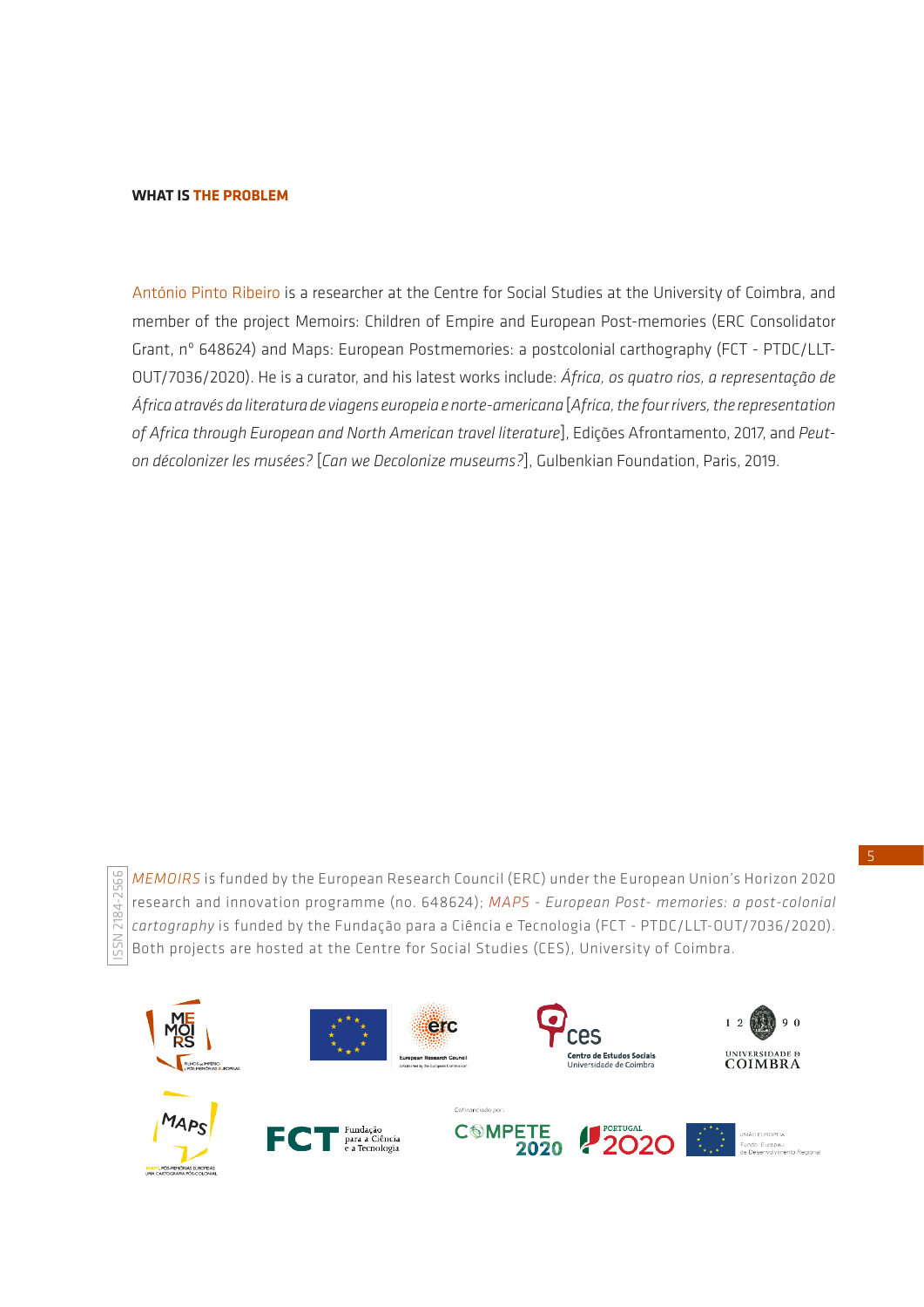**WHAT IS THE PROBLEM**

António Pinto Ribeiro is a researcher at the Centre for Social Studies at the University of Coimbra, and member of the project Memoirs: Children of Empire and European Post-memories (ERC Consolidator Grant, nº 648624) and Maps: European Postmemories: a postcolonial carthography (FCT - PTDC/LLT-OUT/7036/2020). He is a curator, and his latest works include: *África, os quatro rios, a representação de África através da literatura de viagens europeia e norte-americana* [*Africa, the four rivers, the representation of Africa through European and North American travel literature*], Edições Afrontamento, 2017, and *Peut-on décoloniser les musées?* [*Can we Decolonize museums?*], Gulbenkian Foundation, Paris, 2019.

ISSN 2184-2566

*MEMOIRS* is funded by the European Research Council (ERC) under the European Union's Horizon 2020 research and innovation programme (no. 648624); *MAPS - European Post- memories: a post-colonial cartography* is funded by the Fundação para a Ciência e Tecnologia (FCT - PTDC/LLT-OUT/7036/2020). Both projects are hosted at the Centre for Social Studies (CES), University of Coimbra.